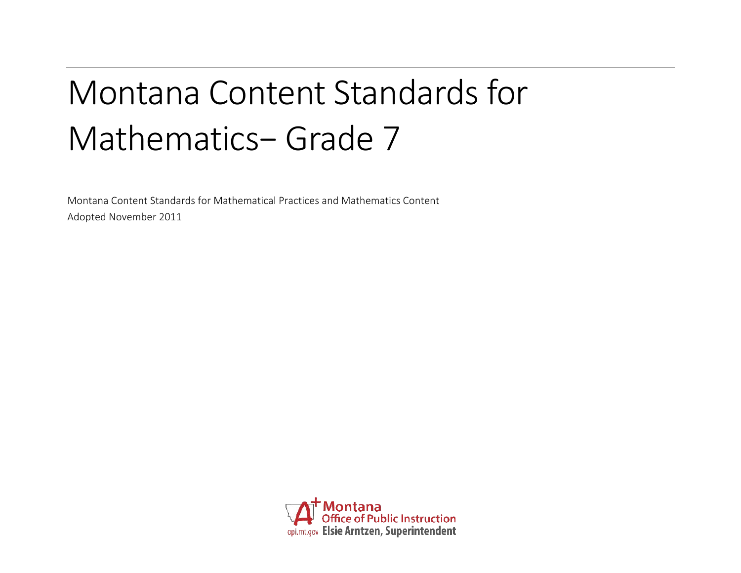# Montana Content Standards for Mathematics– Grade 7

Montana Content Standards for Mathematical Practices and Mathematics Content

Adopted November 2011

Montana Office of Public Instruction

opi.mt.gov Elsie Arntzen, Superintendent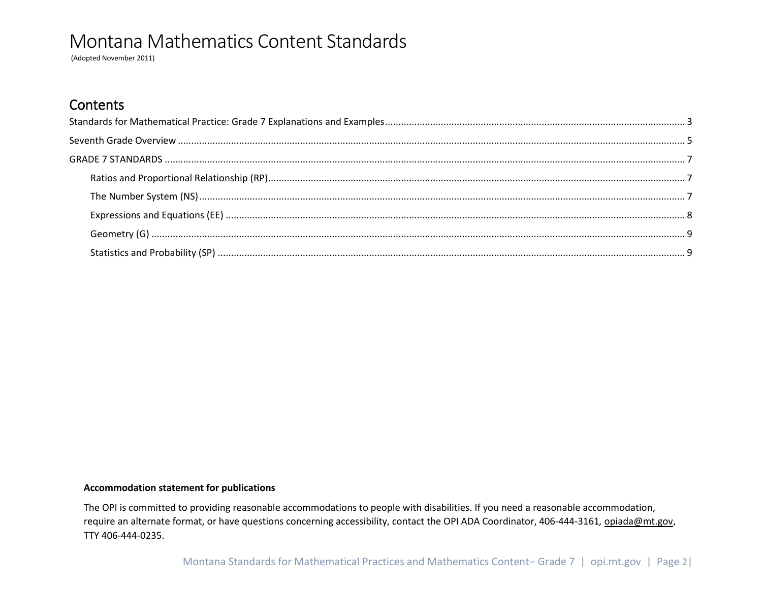# Montana Mathematics Content Standards

(Adopted November 2011)

## Contents

Standards for Mathematical Practice: Grade 7 Explanations and Examples ........ 3

Seventh Grade Overview ........ 5

GRADE 7 STANDARDS ........ 7

- Ratios and Proportional Relationship (RP) ........ 7
- The Number System (NS) ........ 7
- Expressions and Equations (EE) ........ 8
- Geometry (G) ........ 9
- Statistics and Probability (SP) ........ 9

**Accommodation statement for publications**

The OPI is committed to providing reasonable accommodations to people with disabilities. If you need a reasonable accommodation, require an alternate format, or have questions concerning accessibility, contact the OPI ADA Coordinator, 406-444-3161, opiada@mt.gov, TTY 406-444-0235.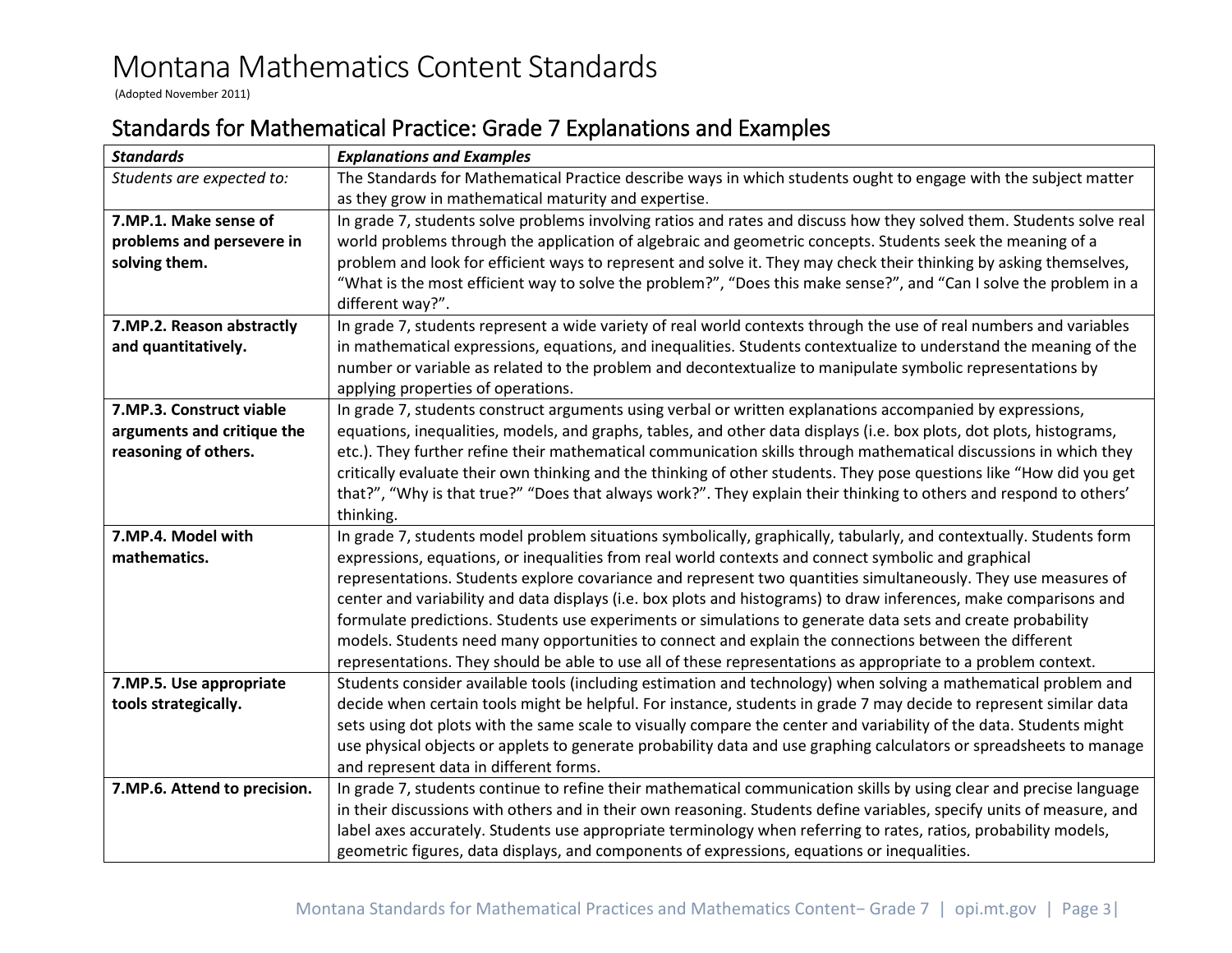# Montana Mathematics Content Standards

(Adopted November 2011)

## Standards for Mathematical Practice: Grade 7 Explanations and Examples

| ***Standards*** | ***Explanations and Examples*** |
|---|---|
| *Students are expected to:* | The Standards for Mathematical Practice describe ways in which students ought to engage with the subject matter as they grow in mathematical maturity and expertise. |
| **7.MP.1. Make sense of problems and persevere in solving them.** | In grade 7, students solve problems involving ratios and rates and discuss how they solved them. Students solve real world problems through the application of algebraic and geometric concepts. Students seek the meaning of a problem and look for efficient ways to represent and solve it. They may check their thinking by asking themselves, "What is the most efficient way to solve the problem?", "Does this make sense?", and "Can I solve the problem in a different way?". |
| **7.MP.2. Reason abstractly and quantitatively.** | In grade 7, students represent a wide variety of real world contexts through the use of real numbers and variables in mathematical expressions, equations, and inequalities. Students contextualize to understand the meaning of the number or variable as related to the problem and decontextualize to manipulate symbolic representations by applying properties of operations. |
| **7.MP.3. Construct viable arguments and critique the reasoning of others.** | In grade 7, students construct arguments using verbal or written explanations accompanied by expressions, equations, inequalities, models, and graphs, tables, and other data displays (i.e. box plots, dot plots, histograms, etc.). They further refine their mathematical communication skills through mathematical discussions in which they critically evaluate their own thinking and the thinking of other students. They pose questions like "How did you get that?", "Why is that true?" "Does that always work?". They explain their thinking to others and respond to others' thinking. |
| **7.MP.4. Model with mathematics.** | In grade 7, students model problem situations symbolically, graphically, tabularly, and contextually. Students form expressions, equations, or inequalities from real world contexts and connect symbolic and graphical representations. Students explore covariance and represent two quantities simultaneously. They use measures of center and variability and data displays (i.e. box plots and histograms) to draw inferences, make comparisons and formulate predictions. Students use experiments or simulations to generate data sets and create probability models. Students need many opportunities to connect and explain the connections between the different representations. They should be able to use all of these representations as appropriate to a problem context. |
| **7.MP.5. Use appropriate tools strategically.** | Students consider available tools (including estimation and technology) when solving a mathematical problem and decide when certain tools might be helpful. For instance, students in grade 7 may decide to represent similar data sets using dot plots with the same scale to visually compare the center and variability of the data. Students might use physical objects or applets to generate probability data and use graphing calculators or spreadsheets to manage and represent data in different forms. |
| **7.MP.6. Attend to precision.** | In grade 7, students continue to refine their mathematical communication skills by using clear and precise language in their discussions with others and in their own reasoning. Students define variables, specify units of measure, and label axes accurately. Students use appropriate terminology when referring to rates, ratios, probability models, geometric figures, data displays, and components of expressions, equations or inequalities. |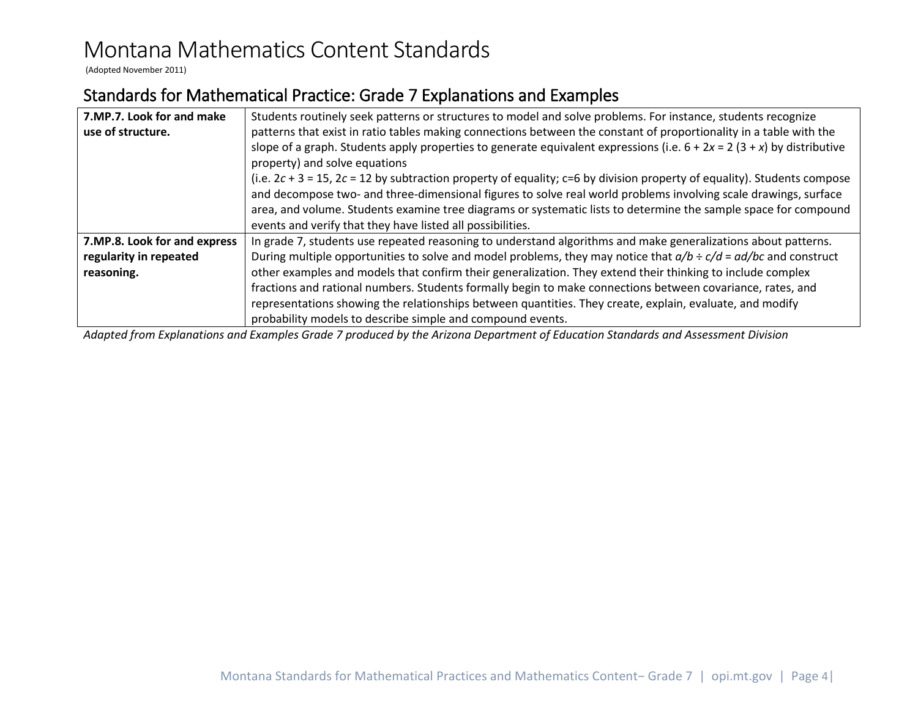# Montana Mathematics Content Standards

(Adopted November 2011)

## Standards for Mathematical Practice: Grade 7 Explanations and Examples

| | |
|---|---|
| **7.MP.7. Look for and make use of structure.** | Students routinely seek patterns or structures to model and solve problems. For instance, students recognize patterns that exist in ratio tables making connections between the constant of proportionality in a table with the slope of a graph. Students apply properties to generate equivalent expressions (i.e. $6 + 2x = 2(3 + x)$ by distributive property) and solve equations (i.e. $2c + 3 = 15$, $2c = 12$ by subtraction property of equality; $c=6$ by division property of equality). Students compose and decompose two- and three-dimensional figures to solve real world problems involving scale drawings, surface area, and volume. Students examine tree diagrams or systematic lists to determine the sample space for compound events and verify that they have listed all possibilities. |
| **7.MP.8. Look for and express regularity in repeated reasoning.** | In grade 7, students use repeated reasoning to understand algorithms and make generalizations about patterns. During multiple opportunities to solve and model problems, they may notice that $a/b \div c/d = ad/bc$ and construct other examples and models that confirm their generalization. They extend their thinking to include complex fractions and rational numbers. Students formally begin to make connections between covariance, rates, and representations showing the relationships between quantities. They create, explain, evaluate, and modify probability models to describe simple and compound events. |

*Adapted from Explanations and Examples Grade 7 produced by the Arizona Department of Education Standards and Assessment Division*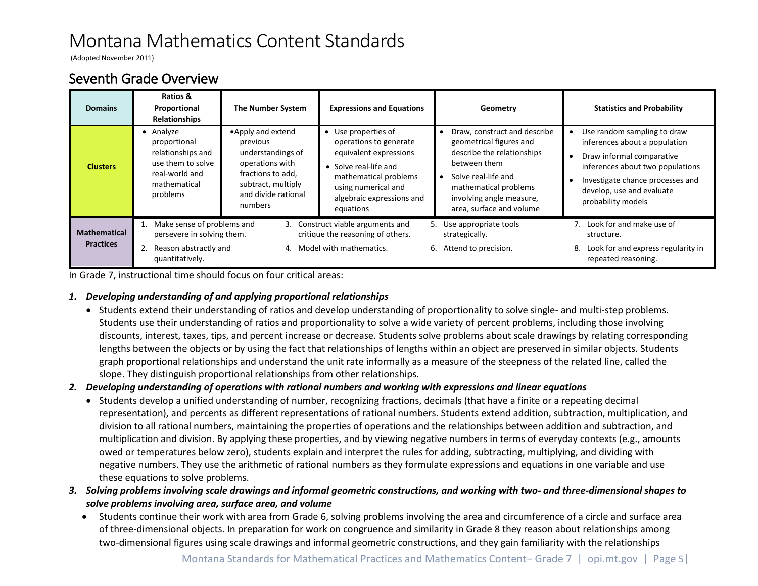# Montana Mathematics Content Standards

(Adopted November 2011)

## Seventh Grade Overview

| Domains | Ratios & Proportional Relationships | The Number System | Expressions and Equations | Geometry | Statistics and Probability |
|---|---|---|---|---|---|
| Clusters | • Analyze proportional relationships and use them to solve real-world and mathematical problems | • Apply and extend previous understandings of operations with fractions to add, subtract, multiply and divide rational numbers | • Use properties of operations to generate equivalent expressions<br>• Solve real-life and mathematical problems using numerical and algebraic expressions and equations | • Draw, construct and describe geometrical figures and describe the relationships between them<br>• Solve real-life and mathematical problems involving angle measure, area, surface and volume | • Use random sampling to draw inferences about a population<br>• Draw informal comparative inferences about two populations<br>• Investigate chance processes and develop, use and evaluate probability models |
| Mathematical Practices | 1. Make sense of problems and persevere in solving them.<br>2. Reason abstractly and quantitatively. | | 3. Construct viable arguments and critique the reasoning of others.<br>4. Model with mathematics. | 5. Use appropriate tools strategically.<br>6. Attend to precision. | 7. Look for and make use of structure.<br>8. Look for and express regularity in repeated reasoning. |

In Grade 7, instructional time should focus on four critical areas:

1. ***Developing understanding of and applying proportional relationships***
   - Students extend their understanding of ratios and develop understanding of proportionality to solve single- and multi-step problems. Students use their understanding of ratios and proportionality to solve a wide variety of percent problems, including those involving discounts, interest, taxes, tips, and percent increase or decrease. Students solve problems about scale drawings by relating corresponding lengths between the objects or by using the fact that relationships of lengths within an object are preserved in similar objects. Students graph proportional relationships and understand the unit rate informally as a measure of the steepness of the related line, called the slope. They distinguish proportional relationships from other relationships.
2. ***Developing understanding of operations with rational numbers and working with expressions and linear equations***
   - Students develop a unified understanding of number, recognizing fractions, decimals (that have a finite or a repeating decimal representation), and percents as different representations of rational numbers. Students extend addition, subtraction, multiplication, and division to all rational numbers, maintaining the properties of operations and the relationships between addition and subtraction, and multiplication and division. By applying these properties, and by viewing negative numbers in terms of everyday contexts (e.g., amounts owed or temperatures below zero), students explain and interpret the rules for adding, subtracting, multiplying, and dividing with negative numbers. They use the arithmetic of rational numbers as they formulate expressions and equations in one variable and use these equations to solve problems.
3. ***Solving problems involving scale drawings and informal geometric constructions, and working with two- and three-dimensional shapes to solve problems involving area, surface area, and volume***
   - Students continue their work with area from Grade 6, solving problems involving the area and circumference of a circle and surface area of three-dimensional objects. In preparation for work on congruence and similarity in Grade 8 they reason about relationships among two-dimensional figures using scale drawings and informal geometric constructions, and they gain familiarity with the relationships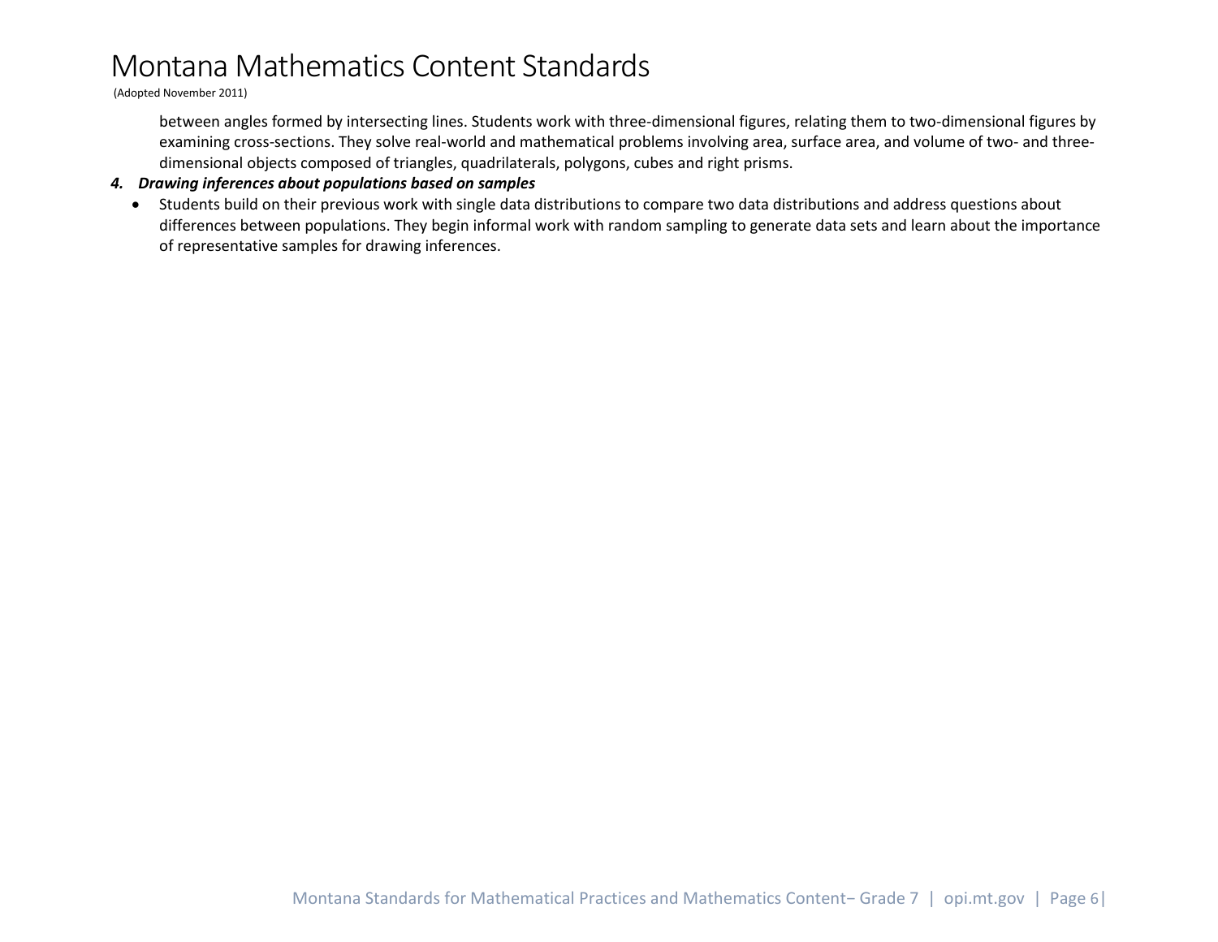between angles formed by intersecting lines. Students work with three-dimensional figures, relating them to two-dimensional figures by examining cross-sections. They solve real-world and mathematical problems involving area, surface area, and volume of two- and three-dimensional objects composed of triangles, quadrilaterals, polygons, cubes and right prisms.

4. ***Drawing inferences about populations based on samples***
   - Students build on their previous work with single data distributions to compare two data distributions and address questions about differences between populations. They begin informal work with random sampling to generate data sets and learn about the importance of representative samples for drawing inferences.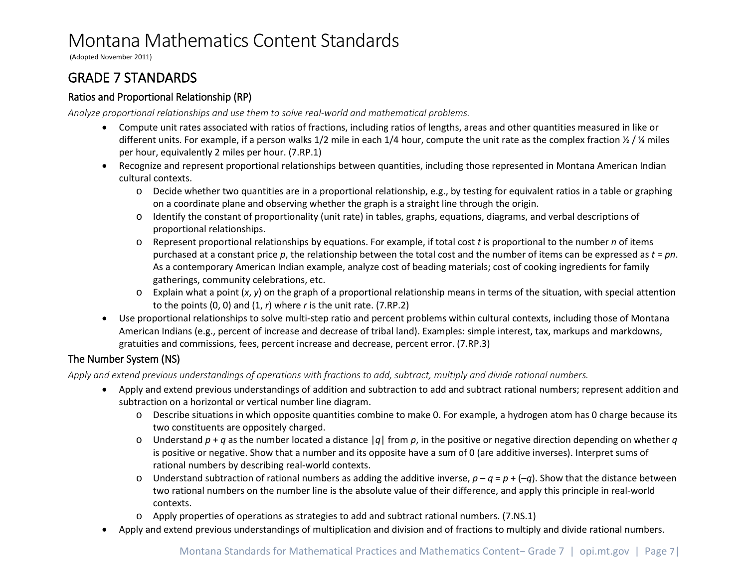# Montana Mathematics Content Standards

(Adopted November 2011)

## GRADE 7 STANDARDS

### Ratios and Proportional Relationship (RP)

*Analyze proportional relationships and use them to solve real-world and mathematical problems.*

- Compute unit rates associated with ratios of fractions, including ratios of lengths, areas and other quantities measured in like or different units. For example, if a person walks 1/2 mile in each 1/4 hour, compute the unit rate as the complex fraction ½ / ¼ miles per hour, equivalently 2 miles per hour. (7.RP.1)
- Recognize and represent proportional relationships between quantities, including those represented in Montana American Indian cultural contexts.
  - Decide whether two quantities are in a proportional relationship, e.g., by testing for equivalent ratios in a table or graphing on a coordinate plane and observing whether the graph is a straight line through the origin.
  - Identify the constant of proportionality (unit rate) in tables, graphs, equations, diagrams, and verbal descriptions of proportional relationships.
  - Represent proportional relationships by equations. For example, if total cost $t$ is proportional to the number $n$ of items purchased at a constant price $p$, the relationship between the total cost and the number of items can be expressed as $t = pn$. As a contemporary American Indian example, analyze cost of beading materials; cost of cooking ingredients for family gatherings, community celebrations, etc.
  - Explain what a point $(x, y)$ on the graph of a proportional relationship means in terms of the situation, with special attention to the points $(0, 0)$ and $(1, r)$ where $r$ is the unit rate. (7.RP.2)
- Use proportional relationships to solve multi-step ratio and percent problems within cultural contexts, including those of Montana American Indians (e.g., percent of increase and decrease of tribal land). Examples: simple interest, tax, markups and markdowns, gratuities and commissions, fees, percent increase and decrease, percent error. (7.RP.3)

### The Number System (NS)

*Apply and extend previous understandings of operations with fractions to add, subtract, multiply and divide rational numbers.*

- Apply and extend previous understandings of addition and subtraction to add and subtract rational numbers; represent addition and subtraction on a horizontal or vertical number line diagram.
  - Describe situations in which opposite quantities combine to make 0. For example, a hydrogen atom has 0 charge because its two constituents are oppositely charged.
  - Understand $p + q$ as the number located a distance $|q|$ from $p$, in the positive or negative direction depending on whether $q$ is positive or negative. Show that a number and its opposite have a sum of 0 (are additive inverses). Interpret sums of rational numbers by describing real-world contexts.
  - Understand subtraction of rational numbers as adding the additive inverse, $p - q = p + (-q)$. Show that the distance between two rational numbers on the number line is the absolute value of their difference, and apply this principle in real-world contexts.
  - Apply properties of operations as strategies to add and subtract rational numbers. (7.NS.1)
- Apply and extend previous understandings of multiplication and division and of fractions to multiply and divide rational numbers.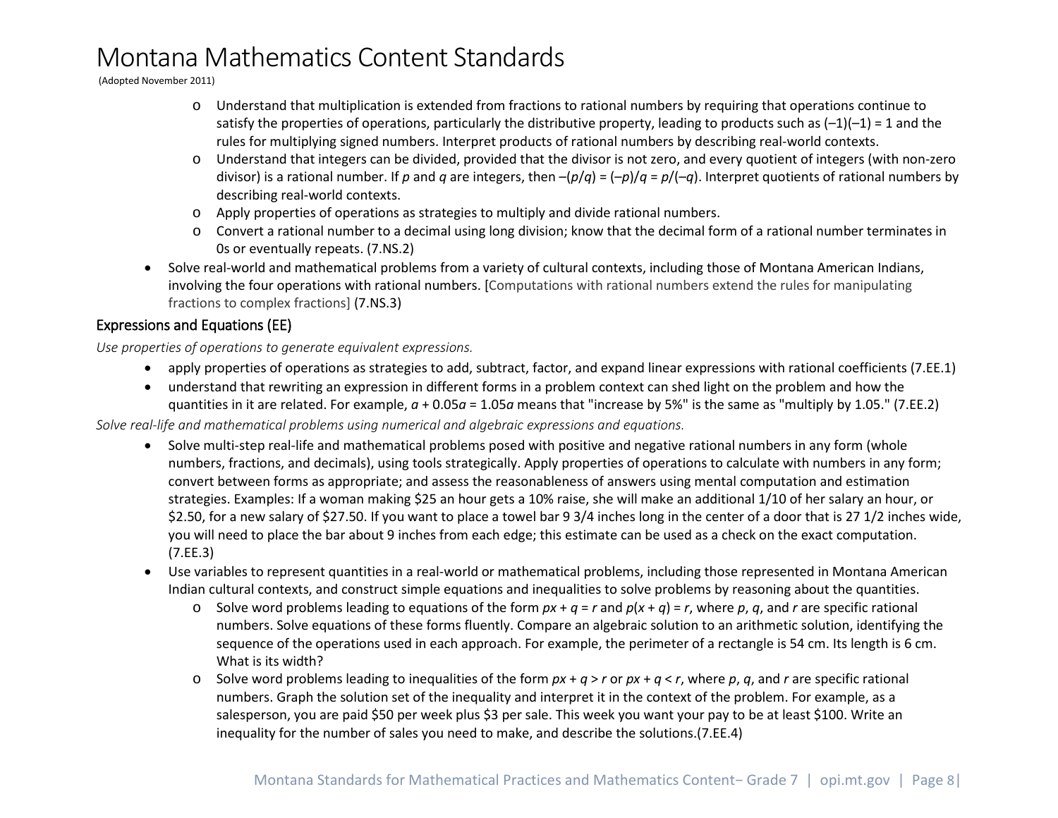# Montana Mathematics Content Standards

(Adopted November 2011)

- Understand that multiplication is extended from fractions to rational numbers by requiring that operations continue to satisfy the properties of operations, particularly the distributive property, leading to products such as $(-1)(-1) = 1$ and the rules for multiplying signed numbers. Interpret products of rational numbers by describing real-world contexts.
- Understand that integers can be divided, provided that the divisor is not zero, and every quotient of integers (with non-zero divisor) is a rational number. If $p$ and $q$ are integers, then $-(p/q) = (-p)/q = p/(-q)$. Interpret quotients of rational numbers by describing real-world contexts.
- Apply properties of operations as strategies to multiply and divide rational numbers.
- Convert a rational number to a decimal using long division; know that the decimal form of a rational number terminates in 0s or eventually repeats. (7.NS.2)

- Solve real-world and mathematical problems from a variety of cultural contexts, including those of Montana American Indians, involving the four operations with rational numbers. [Computations with rational numbers extend the rules for manipulating fractions to complex fractions] (7.NS.3)

## Expressions and Equations (EE)

*Use properties of operations to generate equivalent expressions.*

- apply properties of operations as strategies to add, subtract, factor, and expand linear expressions with rational coefficients (7.EE.1)
- understand that rewriting an expression in different forms in a problem context can shed light on the problem and how the quantities in it are related. For example, $a + 0.05a = 1.05a$ means that "increase by 5%" is the same as "multiply by 1.05." (7.EE.2)

*Solve real-life and mathematical problems using numerical and algebraic expressions and equations.*

- Solve multi-step real-life and mathematical problems posed with positive and negative rational numbers in any form (whole numbers, fractions, and decimals), using tools strategically. Apply properties of operations to calculate with numbers in any form; convert between forms as appropriate; and assess the reasonableness of answers using mental computation and estimation strategies. Examples: If a woman making $25 an hour gets a 10% raise, she will make an additional 1/10 of her salary an hour, or $2.50, for a new salary of $27.50. If you want to place a towel bar 9 3/4 inches long in the center of a door that is 27 1/2 inches wide, you will need to place the bar about 9 inches from each edge; this estimate can be used as a check on the exact computation. (7.EE.3)
- Use variables to represent quantities in a real-world or mathematical problems, including those represented in Montana American Indian cultural contexts, and construct simple equations and inequalities to solve problems by reasoning about the quantities.
  - Solve word problems leading to equations of the form $px + q = r$ and $p(x + q) = r$, where $p$, $q$, and $r$ are specific rational numbers. Solve equations of these forms fluently. Compare an algebraic solution to an arithmetic solution, identifying the sequence of the operations used in each approach. For example, the perimeter of a rectangle is 54 cm. Its length is 6 cm. What is its width?
  - Solve word problems leading to inequalities of the form $px + q > r$ or $px + q < r$, where $p$, $q$, and $r$ are specific rational numbers. Graph the solution set of the inequality and interpret it in the context of the problem. For example, as a salesperson, you are paid $50 per week plus $3 per sale. This week you want your pay to be at least $100. Write an inequality for the number of sales you need to make, and describe the solutions.(7.EE.4)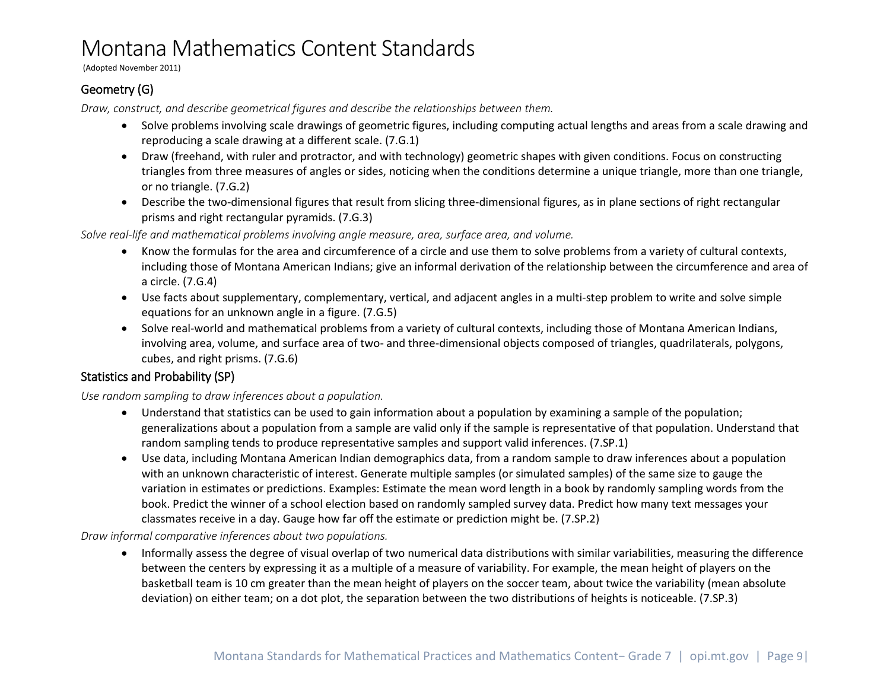# Montana Mathematics Content Standards

(Adopted November 2011)

## Geometry (G)

*Draw, construct, and describe geometrical figures and describe the relationships between them.*

- Solve problems involving scale drawings of geometric figures, including computing actual lengths and areas from a scale drawing and reproducing a scale drawing at a different scale. (7.G.1)
- Draw (freehand, with ruler and protractor, and with technology) geometric shapes with given conditions. Focus on constructing triangles from three measures of angles or sides, noticing when the conditions determine a unique triangle, more than one triangle, or no triangle. (7.G.2)
- Describe the two-dimensional figures that result from slicing three-dimensional figures, as in plane sections of right rectangular prisms and right rectangular pyramids. (7.G.3)

*Solve real-life and mathematical problems involving angle measure, area, surface area, and volume.*

- Know the formulas for the area and circumference of a circle and use them to solve problems from a variety of cultural contexts, including those of Montana American Indians; give an informal derivation of the relationship between the circumference and area of a circle. (7.G.4)
- Use facts about supplementary, complementary, vertical, and adjacent angles in a multi-step problem to write and solve simple equations for an unknown angle in a figure. (7.G.5)
- Solve real-world and mathematical problems from a variety of cultural contexts, including those of Montana American Indians, involving area, volume, and surface area of two- and three-dimensional objects composed of triangles, quadrilaterals, polygons, cubes, and right prisms. (7.G.6)

## Statistics and Probability (SP)

*Use random sampling to draw inferences about a population.*

- Understand that statistics can be used to gain information about a population by examining a sample of the population; generalizations about a population from a sample are valid only if the sample is representative of that population. Understand that random sampling tends to produce representative samples and support valid inferences. (7.SP.1)
- Use data, including Montana American Indian demographics data, from a random sample to draw inferences about a population with an unknown characteristic of interest. Generate multiple samples (or simulated samples) of the same size to gauge the variation in estimates or predictions. Examples: Estimate the mean word length in a book by randomly sampling words from the book. Predict the winner of a school election based on randomly sampled survey data. Predict how many text messages your classmates receive in a day. Gauge how far off the estimate or prediction might be. (7.SP.2)

*Draw informal comparative inferences about two populations.*

- Informally assess the degree of visual overlap of two numerical data distributions with similar variabilities, measuring the difference between the centers by expressing it as a multiple of a measure of variability. For example, the mean height of players on the basketball team is 10 cm greater than the mean height of players on the soccer team, about twice the variability (mean absolute deviation) on either team; on a dot plot, the separation between the two distributions of heights is noticeable. (7.SP.3)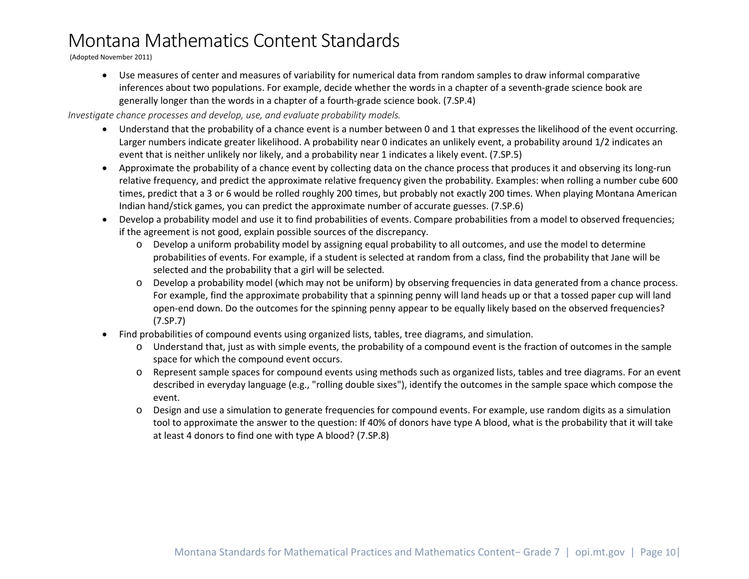- Use measures of center and measures of variability for numerical data from random samples to draw informal comparative inferences about two populations. For example, decide whether the words in a chapter of a seventh-grade science book are generally longer than the words in a chapter of a fourth-grade science book. (7.SP.4)

*Investigate chance processes and develop, use, and evaluate probability models.*

- Understand that the probability of a chance event is a number between 0 and 1 that expresses the likelihood of the event occurring. Larger numbers indicate greater likelihood. A probability near 0 indicates an unlikely event, a probability around 1/2 indicates an event that is neither unlikely nor likely, and a probability near 1 indicates a likely event. (7.SP.5)
- Approximate the probability of a chance event by collecting data on the chance process that produces it and observing its long-run relative frequency, and predict the approximate relative frequency given the probability. Examples: when rolling a number cube 600 times, predict that a 3 or 6 would be rolled roughly 200 times, but probably not exactly 200 times. When playing Montana American Indian hand/stick games, you can predict the approximate number of accurate guesses. (7.SP.6)
- Develop a probability model and use it to find probabilities of events. Compare probabilities from a model to observed frequencies; if the agreement is not good, explain possible sources of the discrepancy.
  - Develop a uniform probability model by assigning equal probability to all outcomes, and use the model to determine probabilities of events. For example, if a student is selected at random from a class, find the probability that Jane will be selected and the probability that a girl will be selected.
  - Develop a probability model (which may not be uniform) by observing frequencies in data generated from a chance process. For example, find the approximate probability that a spinning penny will land heads up or that a tossed paper cup will land open-end down. Do the outcomes for the spinning penny appear to be equally likely based on the observed frequencies? (7.SP.7)
- Find probabilities of compound events using organized lists, tables, tree diagrams, and simulation.
  - Understand that, just as with simple events, the probability of a compound event is the fraction of outcomes in the sample space for which the compound event occurs.
  - Represent sample spaces for compound events using methods such as organized lists, tables and tree diagrams. For an event described in everyday language (e.g., "rolling double sixes"), identify the outcomes in the sample space which compose the event.
  - Design and use a simulation to generate frequencies for compound events. For example, use random digits as a simulation tool to approximate the answer to the question: If 40% of donors have type A blood, what is the probability that it will take at least 4 donors to find one with type A blood? (7.SP.8)